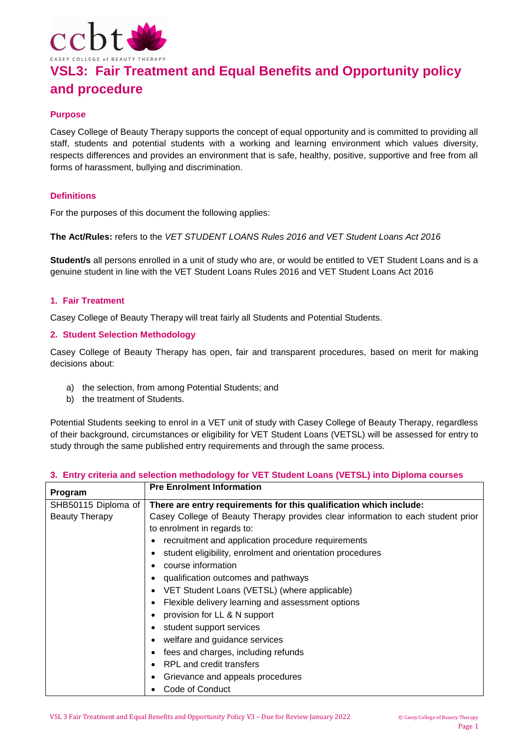# VSL3: Fair Treatment and Equal Benefits and Opportunity policy and procedure

### Purpose

Casey College of Beauty Therapy supports the concept of equal opportunity and is committed to providing all staff, students and potential students with a working and learning environment which values diversity, respects differences and provides an environment that is safe, healthy, positive, supportive and free from all forms of harassment, bullying and discrimination.

### Definitions

For the purposes of this document the following applies:

**The Act/Rules:** refers to the *VET STUDENT LOANS Rules 2016 and VET Student Loans Act 2016*

**Student/s** all persons enrolled in a unit of study who are, or would be entitled to VET Student Loans and is a genuine student in line with the VET Student Loans Rules 2016 and VET Student Loans Act 2016

### 1. Fair Treatment

Casey College of Beauty Therapy will treat fairly all Students and Potential Students.

### 2. Student Selection Methodology

Casey College of Beauty Therapy has open, fair and transparent procedures, based on merit for making decisions about:

a) the selection, from among Potential Students; and
b) the treatment of Students.

Potential Students seeking to enrol in a VET unit of study with Casey College of Beauty Therapy, regardless of their background, circumstances or eligibility for VET Student Loans (VETSL) will be assessed for entry to study through the same published entry requirements and through the same process.

### 3. Entry criteria and selection methodology for VET Student Loans (VETSL) into Diploma courses

| Program | Pre Enrolment Information |
|---|---|
| SHB50115 Diploma of Beauty Therapy | **There are entry requirements for this qualification which include:**<br>Casey College of Beauty Therapy provides clear information to each student prior to enrolment in regards to:<br>• recruitment and application procedure requirements<br>• student eligibility, enrolment and orientation procedures<br>• course information<br>• qualification outcomes and pathways<br>• VET Student Loans (VETSL) (where applicable)<br>• Flexible delivery learning and assessment options<br>• provision for LL & N support<br>• student support services<br>• welfare and guidance services<br>• fees and charges, including refunds<br>• RPL and credit transfers<br>• Grievance and appeals procedures<br>• Code of Conduct |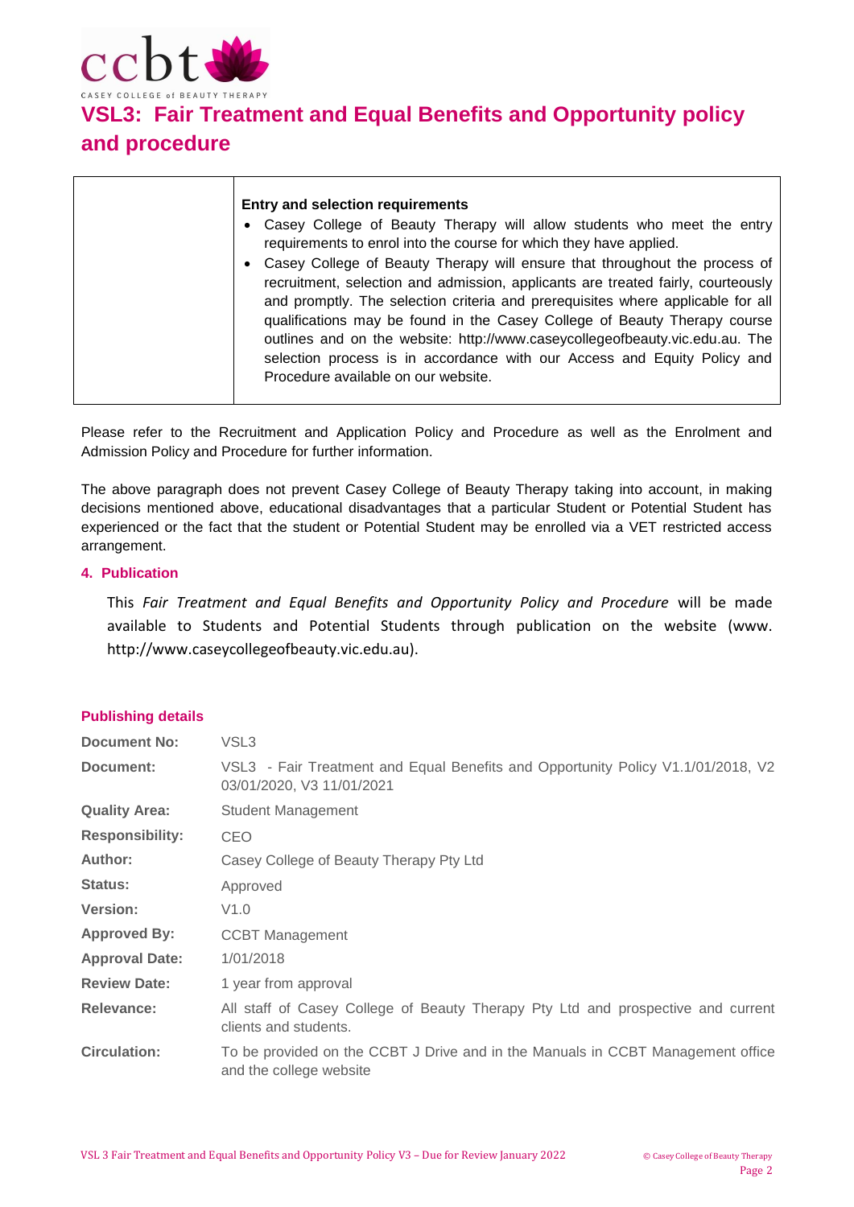# VSL3: Fair Treatment and Equal Benefits and Opportunity policy and procedure

| | |
|---|---|
| | **Entry and selection requirements**<br>• Casey College of Beauty Therapy will allow students who meet the entry requirements to enrol into the course for which they have applied.<br>• Casey College of Beauty Therapy will ensure that throughout the process of recruitment, selection and admission, applicants are treated fairly, courteously and promptly. The selection criteria and prerequisites where applicable for all qualifications may be found in the Casey College of Beauty Therapy course outlines and on the website: http://www.caseycollegeofbeauty.vic.edu.au. The selection process is in accordance with our Access and Equity Policy and Procedure available on our website. |

Please refer to the Recruitment and Application Policy and Procedure as well as the Enrolment and Admission Policy and Procedure for further information.

The above paragraph does not prevent Casey College of Beauty Therapy taking into account, in making decisions mentioned above, educational disadvantages that a particular Student or Potential Student has experienced or the fact that the student or Potential Student may be enrolled via a VET restricted access arrangement.

## 4. Publication

This *Fair Treatment and Equal Benefits and Opportunity Policy and Procedure* will be made available to Students and Potential Students through publication on the website (www. http://www.caseycollegeofbeauty.vic.edu.au).

## Publishing details

| | |
|---|---|
| **Document No:** | VSL3 |
| **Document:** | VSL3 - Fair Treatment and Equal Benefits and Opportunity Policy V1.1/01/2018, V2 03/01/2020, V3 11/01/2021 |
| **Quality Area:** | Student Management |
| **Responsibility:** | CEO |
| **Author:** | Casey College of Beauty Therapy Pty Ltd |
| **Status:** | Approved |
| **Version:** | V1.0 |
| **Approved By:** | CCBT Management |
| **Approval Date:** | 1/01/2018 |
| **Review Date:** | 1 year from approval |
| **Relevance:** | All staff of Casey College of Beauty Therapy Pty Ltd and prospective and current clients and students. |
| **Circulation:** | To be provided on the CCBT J Drive and in the Manuals in CCBT Management office and the college website |